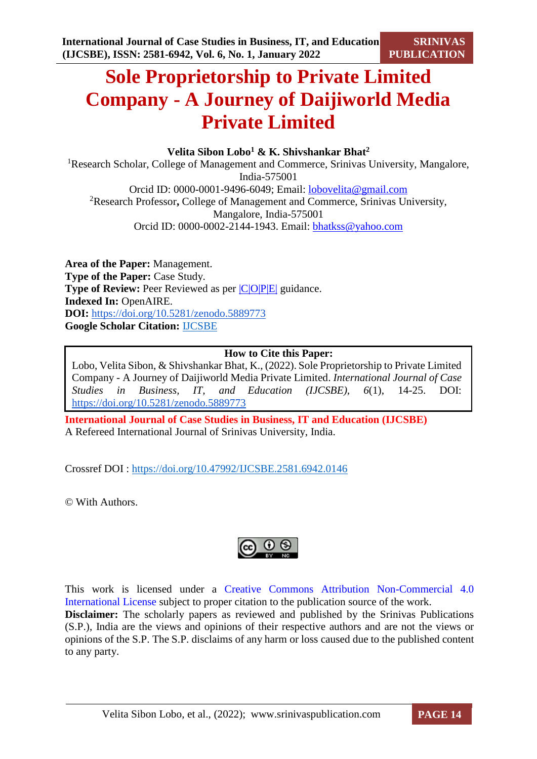# Sole Proprietorship to Private Limited Company - A Journey of Daijiworld Media Private Limited

**Velita Sibon Lobo[1] & K. Shivshankar Bhat[2]**

[1]Research Scholar, College of Management and Commerce, Srinivas University, Mangalore, India-575001

Orcid ID: 0000-0001-9496-6049; Email: lobovelita@gmail.com

[2]Research Professor, College of Management and Commerce, Srinivas University, Mangalore, India-575001

Orcid ID: 0000-0002-2144-1943. Email: bhatkss@yahoo.com

**Area of the Paper:** Management.
**Type of the Paper:** Case Study.
**Type of Review:** Peer Reviewed as per |C|O|P|E| guidance.
**Indexed In:** OpenAIRE.
**DOI:** https://doi.org/10.5281/zenodo.5889773
**Google Scholar Citation:** IJCSBE

**How to Cite this Paper:**

Lobo, Velita Sibon, & Shivshankar Bhat, K., (2022). Sole Proprietorship to Private Limited Company - A Journey of Daijiworld Media Private Limited. *International Journal of Case Studies in Business, IT, and Education (IJCSBE), 6*(1), 14-25. DOI: https://doi.org/10.5281/zenodo.5889773

**International Journal of Case Studies in Business, IT and Education (IJCSBE)**
A Refereed International Journal of Srinivas University, India.

Crossref DOI : https://doi.org/10.47992/IJCSBE.2581.6942.0146

© With Authors.

This work is licensed under a Creative Commons Attribution Non-Commercial 4.0 International License subject to proper citation to the publication source of the work.

**Disclaimer:** The scholarly papers as reviewed and published by the Srinivas Publications (S.P.), India are the views and opinions of their respective authors and are not the views or opinions of the S.P. The S.P. disclaims of any harm or loss caused due to the published content to any party.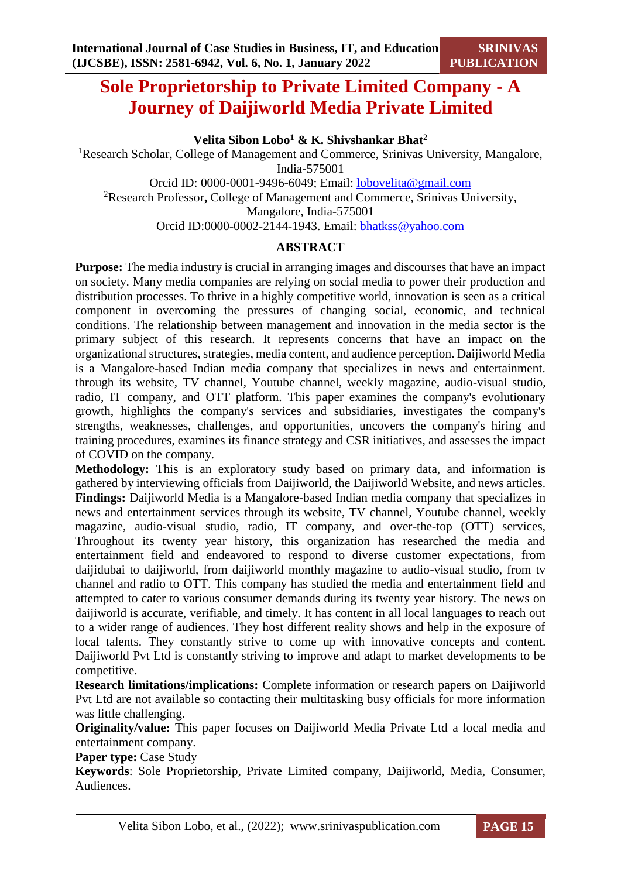# Sole Proprietorship to Private Limited Company - A Journey of Daijiworld Media Private Limited

**Velita Sibon Lobo[1] & K. Shivshankar Bhat[2]**

[1]Research Scholar, College of Management and Commerce, Srinivas University, Mangalore, India-575001

Orcid ID: 0000-0001-9496-6049; Email: lobovelita@gmail.com

[2]Research Professor**,** College of Management and Commerce, Srinivas University, Mangalore, India-575001

Orcid ID:0000-0002-2144-1943. Email: bhatkss@yahoo.com

## ABSTRACT

**Purpose:** The media industry is crucial in arranging images and discourses that have an impact on society. Many media companies are relying on social media to power their production and distribution processes. To thrive in a highly competitive world, innovation is seen as a critical component in overcoming the pressures of changing social, economic, and technical conditions. The relationship between management and innovation in the media sector is the primary subject of this research. It represents concerns that have an impact on the organizational structures, strategies, media content, and audience perception. Daijiworld Media is a Mangalore-based Indian media company that specializes in news and entertainment. through its website, TV channel, Youtube channel, weekly magazine, audio-visual studio, radio, IT company, and OTT platform. This paper examines the company's evolutionary growth, highlights the company's services and subsidiaries, investigates the company's strengths, weaknesses, challenges, and opportunities, uncovers the company's hiring and training procedures, examines its finance strategy and CSR initiatives, and assesses the impact of COVID on the company.

**Methodology:** This is an exploratory study based on primary data, and information is gathered by interviewing officials from Daijiworld, the Daijiworld Website, and news articles.

**Findings:** Daijiworld Media is a Mangalore-based Indian media company that specializes in news and entertainment services through its website, TV channel, Youtube channel, weekly magazine, audio-visual studio, radio, IT company, and over-the-top (OTT) services, Throughout its twenty year history, this organization has researched the media and entertainment field and endeavored to respond to diverse customer expectations, from daijidubai to daijiworld, from daijiworld monthly magazine to audio-visual studio, from tv channel and radio to OTT. This company has studied the media and entertainment field and attempted to cater to various consumer demands during its twenty year history. The news on daijiworld is accurate, verifiable, and timely. It has content in all local languages to reach out to a wider range of audiences. They host different reality shows and help in the exposure of local talents. They constantly strive to come up with innovative concepts and content. Daijiworld Pvt Ltd is constantly striving to improve and adapt to market developments to be competitive.

**Research limitations/implications:** Complete information or research papers on Daijiworld Pvt Ltd are not available so contacting their multitasking busy officials for more information was little challenging.

**Originality/value:** This paper focuses on Daijiworld Media Private Ltd a local media and entertainment company.

**Paper type:** Case Study

**Keywords**: Sole Proprietorship, Private Limited company, Daijiworld, Media, Consumer, Audiences.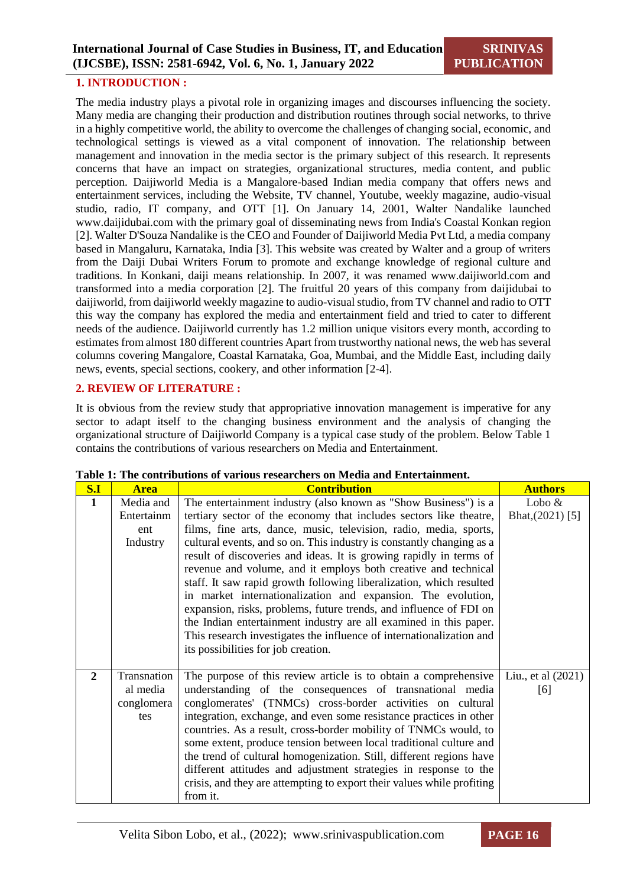## 1. INTRODUCTION :

The media industry plays a pivotal role in organizing images and discourses influencing the society. Many media are changing their production and distribution routines through social networks, to thrive in a highly competitive world, the ability to overcome the challenges of changing social, economic, and technological settings is viewed as a vital component of innovation. The relationship between management and innovation in the media sector is the primary subject of this research. It represents concerns that have an impact on strategies, organizational structures, media content, and public perception. Daijiworld Media is a Mangalore-based Indian media company that offers news and entertainment services, including the Website, TV channel, Youtube, weekly magazine, audio-visual studio, radio, IT company, and OTT [1]. On January 14, 2001, Walter Nandalike launched www.daijidubai.com with the primary goal of disseminating news from India's Coastal Konkan region [2]. Walter D'Souza Nandalike is the CEO and Founder of Daijiworld Media Pvt Ltd, a media company based in Mangaluru, Karnataka, India [3]. This website was created by Walter and a group of writers from the Daiji Dubai Writers Forum to promote and exchange knowledge of regional culture and traditions. In Konkani, daiji means relationship. In 2007, it was renamed www.daijiworld.com and transformed into a media corporation [2]. The fruitful 20 years of this company from daijidubai to daijiworld, from daijiworld weekly magazine to audio-visual studio, from TV channel and radio to OTT this way the company has explored the media and entertainment field and tried to cater to different needs of the audience. Daijiworld currently has 1.2 million unique visitors every month, according to estimates from almost 180 different countries Apart from trustworthy national news, the web has several columns covering Mangalore, Coastal Karnataka, Goa, Mumbai, and the Middle East, including daily news, events, special sections, cookery, and other information [2-4].

## 2. REVIEW OF LITERATURE :

It is obvious from the review study that appropriative innovation management is imperative for any sector to adapt itself to the changing business environment and the analysis of changing the organizational structure of Daijiworld Company is a typical case study of the problem. Below Table 1 contains the contributions of various researchers on Media and Entertainment.

**Table 1: The contributions of various researchers on Media and Entertainment.**

| S.I | Area | Contribution | Authors |
|---|---|---|---|
| 1 | Media and Entertainment Industry | The entertainment industry (also known as "Show Business") is a tertiary sector of the economy that includes sectors like theatre, films, fine arts, dance, music, television, radio, media, sports, cultural events, and so on. This industry is constantly changing as a result of discoveries and ideas. It is growing rapidly in terms of revenue and volume, and it employs both creative and technical staff. It saw rapid growth following liberalization, which resulted in market internationalization and expansion. The evolution, expansion, risks, problems, future trends, and influence of FDI on the Indian entertainment industry are all examined in this paper. This research investigates the influence of internationalization and its possibilities for job creation. | Lobo & Bhat,(2021) [5] |
| 2 | Transnational media conglomerates | The purpose of this review article is to obtain a comprehensive understanding of the consequences of transnational media conglomerates' (TNMCs) cross-border activities on cultural integration, exchange, and even some resistance practices in other countries. As a result, cross-border mobility of TNMCs would, to some extent, produce tension between local traditional culture and the trend of cultural homogenization. Still, different regions have different attitudes and adjustment strategies in response to the crisis, and they are attempting to export their values while profiting from it. | Liu., et al (2021) [6] |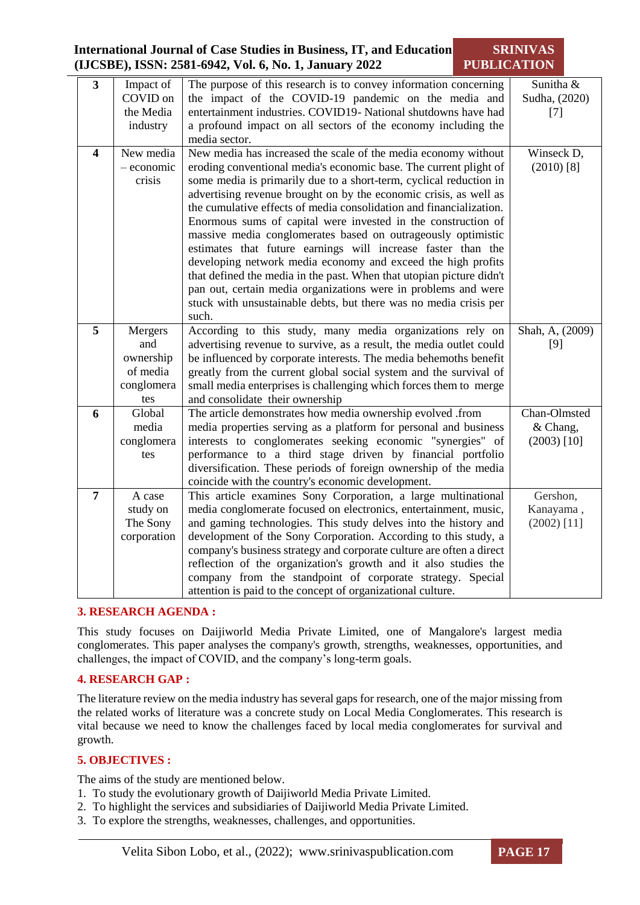| 3 | Impact of COVID on the Media industry | The purpose of this research is to convey information concerning the impact of the COVID-19 pandemic on the media and entertainment industries. COVID19- National shutdowns have had a profound impact on all sectors of the economy including the media sector. | Sunitha & Sudha, (2020) [7] |
|---|---|---|---|
| 4 | New media – economic crisis | New media has increased the scale of the media economy without eroding conventional media's economic base. The current plight of some media is primarily due to a short-term, cyclical reduction in advertising revenue brought on by the economic crisis, as well as the cumulative effects of media consolidation and financialization. Enormous sums of capital were invested in the construction of massive media conglomerates based on outrageously optimistic estimates that future earnings will increase faster than the developing network media economy and exceed the high profits that defined the media in the past. When that utopian picture didn't pan out, certain media organizations were in problems and were stuck with unsustainable debts, but there was no media crisis per such. | Winseck D, (2010) [8] |
| 5 | Mergers and ownership of media conglomerates | According to this study, many media organizations rely on advertising revenue to survive, as a result, the media outlet could be influenced by corporate interests. The media behemoths benefit greatly from the current global social system and the survival of small media enterprises is challenging which forces them to merge and consolidate their ownership | Shah, A, (2009) [9] |
| 6 | Global media conglomerates | The article demonstrates how media ownership evolved .from media properties serving as a platform for personal and business interests to conglomerates seeking economic "synergies" of performance to a third stage driven by financial portfolio diversification. These periods of foreign ownership of the media coincide with the country's economic development. | Chan-Olmsted & Chang, (2003) [10] |
| 7 | A case study on The Sony corporation | This article examines Sony Corporation, a large multinational media conglomerate focused on electronics, entertainment, music, and gaming technologies. This study delves into the history and development of the Sony Corporation. According to this study, a company's business strategy and corporate culture are often a direct reflection of the organization's growth and it also studies the company from the standpoint of corporate strategy. Special attention is paid to the concept of organizational culture. | Gershon, Kanayama , (2002) [11] |

## 3. RESEARCH AGENDA :

This study focuses on Daijiworld Media Private Limited, one of Mangalore's largest media conglomerates. This paper analyses the company's growth, strengths, weaknesses, opportunities, and challenges, the impact of COVID, and the company's long-term goals.

## 4. RESEARCH GAP :

The literature review on the media industry has several gaps for research, one of the major missing from the related works of literature was a concrete study on Local Media Conglomerates. This research is vital because we need to know the challenges faced by local media conglomerates for survival and growth.

## 5. OBJECTIVES :

The aims of the study are mentioned below.

1. To study the evolutionary growth of Daijiworld Media Private Limited.
2. To highlight the services and subsidiaries of Daijiworld Media Private Limited.
3. To explore the strengths, weaknesses, challenges, and opportunities.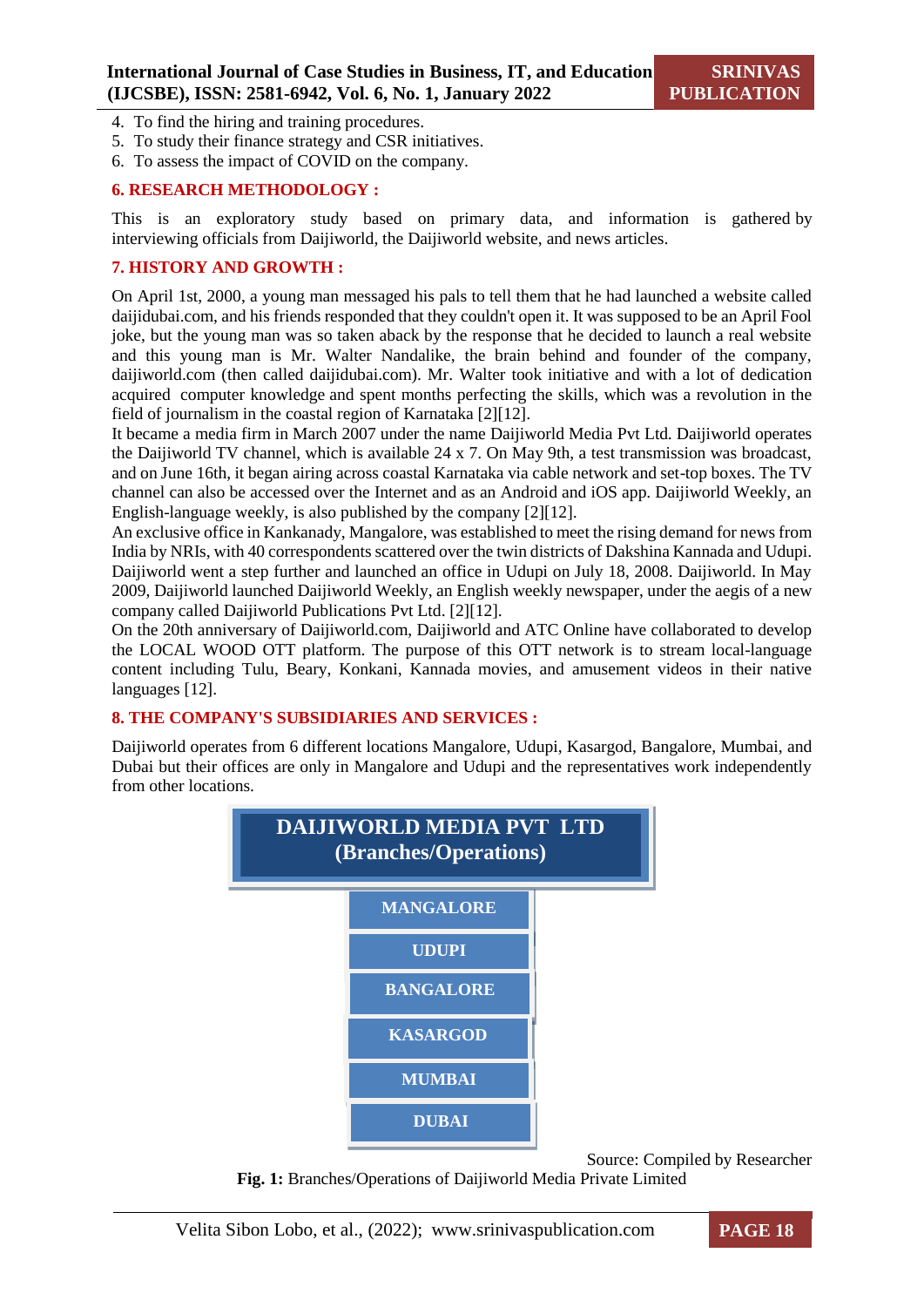4. To find the hiring and training procedures.
5. To study their finance strategy and CSR initiatives.
6. To assess the impact of COVID on the company.

## 6. RESEARCH METHODOLOGY :

This is an exploratory study based on primary data, and information is gathered by interviewing officials from Daijiworld, the Daijiworld website, and news articles.

## 7. HISTORY AND GROWTH :

On April 1st, 2000, a young man messaged his pals to tell them that he had launched a website called daijidubai.com, and his friends responded that they couldn't open it. It was supposed to be an April Fool joke, but the young man was so taken aback by the response that he decided to launch a real website and this young man is Mr. Walter Nandalike, the brain behind and founder of the company, daijiworld.com (then called daijidubai.com). Mr. Walter took initiative and with a lot of dedication acquired computer knowledge and spent months perfecting the skills, which was a revolution in the field of journalism in the coastal region of Karnataka [2][12].

It became a media firm in March 2007 under the name Daijiworld Media Pvt Ltd. Daijiworld operates the Daijiworld TV channel, which is available 24 x 7. On May 9th, a test transmission was broadcast, and on June 16th, it began airing across coastal Karnataka via cable network and set-top boxes. The TV channel can also be accessed over the Internet and as an Android and iOS app. Daijiworld Weekly, an English-language weekly, is also published by the company [2][12].

An exclusive office in Kankanady, Mangalore, was established to meet the rising demand for news from India by NRIs, with 40 correspondents scattered over the twin districts of Dakshina Kannada and Udupi. Daijiworld went a step further and launched an office in Udupi on July 18, 2008. Daijiworld. In May 2009, Daijiworld launched Daijiworld Weekly, an English weekly newspaper, under the aegis of a new company called Daijiworld Publications Pvt Ltd. [2][12].

On the 20th anniversary of Daijiworld.com, Daijiworld and ATC Online have collaborated to develop the LOCAL WOOD OTT platform. The purpose of this OTT network is to stream local-language content including Tulu, Beary, Konkani, Kannada movies, and amusement videos in their native languages [12].

## 8. THE COMPANY'S SUBSIDIARIES AND SERVICES :

Daijiworld operates from 6 different locations Mangalore, Udupi, Kasargod, Bangalore, Mumbai, and Dubai but their offices are only in Mangalore and Udupi and the representatives work independently from other locations.

**DAIJIWORLD MEDIA PVT LTD (Branches/Operations)**

- MANGALORE
- UDUPI
- BANGALORE
- KASARGOD
- MUMBAI
- DUBAI

Source: Compiled by Researcher

**Fig. 1:** Branches/Operations of Daijiworld Media Private Limited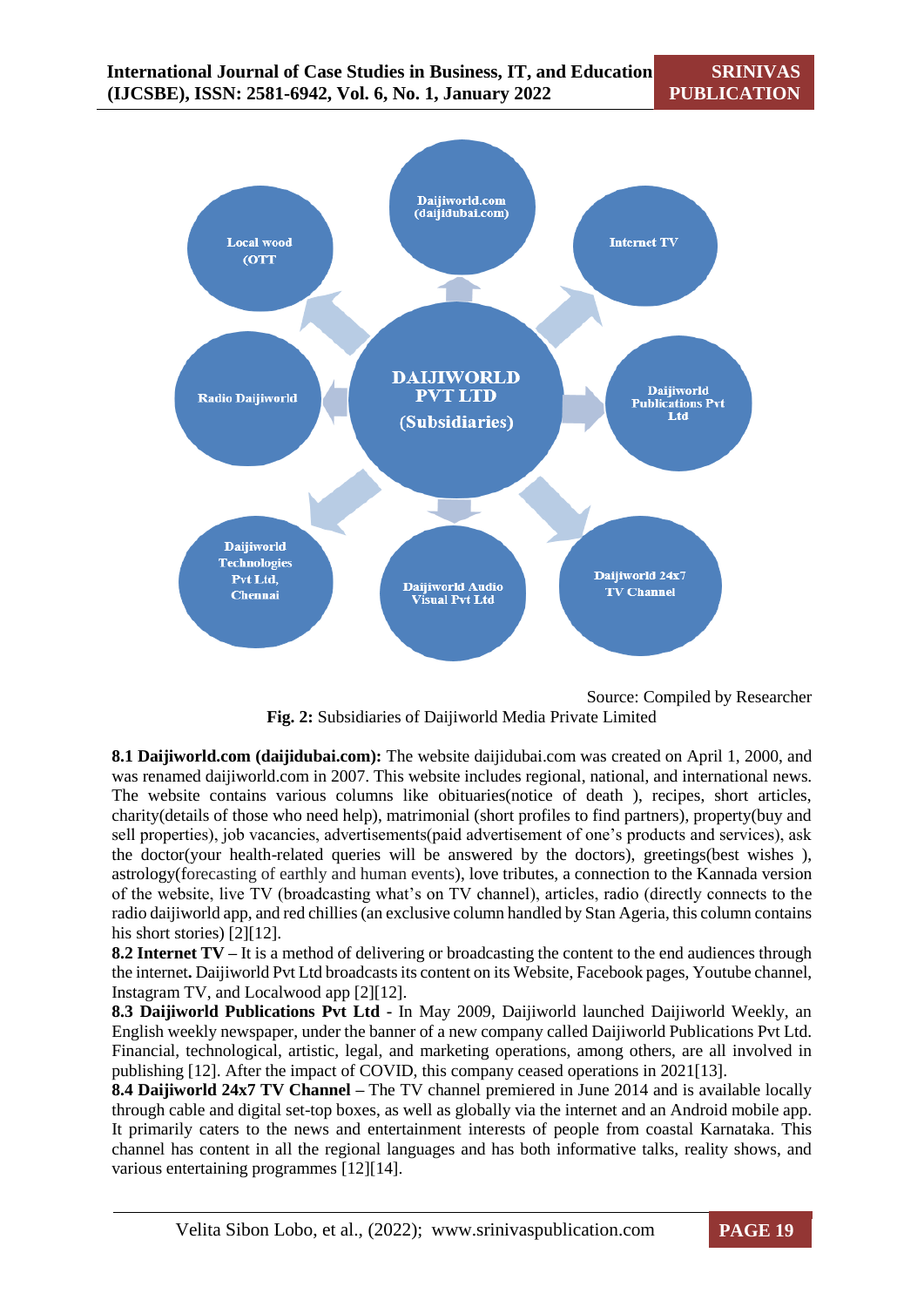Source: Compiled by Researcher

**Fig. 2:** Subsidiaries of Daijiworld Media Private Limited

**8.1 Daijiworld.com (daijidubai.com):** The website daijidubai.com was created on April 1, 2000, and was renamed daijiworld.com in 2007. This website includes regional, national, and international news. The website contains various columns like obituaries(notice of death ), recipes, short articles, charity(details of those who need help), matrimonial (short profiles to find partners), property(buy and sell properties), job vacancies, advertisements(paid advertisement of one's products and services), ask the doctor(your health-related queries will be answered by the doctors), greetings(best wishes ), astrology(forecasting of earthly and human events), love tributes, a connection to the Kannada version of the website, live TV (broadcasting what's on TV channel), articles, radio (directly connects to the radio daijiworld app, and red chillies (an exclusive column handled by Stan Ageria, this column contains his short stories) [2][12].

**8.2 Internet TV –** It is a method of delivering or broadcasting the content to the end audiences through the internet**.** Daijiworld Pvt Ltd broadcasts its content on its Website, Facebook pages, Youtube channel, Instagram TV, and Localwood app [2][12].

**8.3 Daijiworld Publications Pvt Ltd -** In May 2009, Daijiworld launched Daijiworld Weekly, an English weekly newspaper, under the banner of a new company called Daijiworld Publications Pvt Ltd. Financial, technological, artistic, legal, and marketing operations, among others, are all involved in publishing [12]. After the impact of COVID, this company ceased operations in 2021[13].

**8.4 Daijiworld 24x7 TV Channel –** The TV channel premiered in June 2014 and is available locally through cable and digital set-top boxes, as well as globally via the internet and an Android mobile app. It primarily caters to the news and entertainment interests of people from coastal Karnataka. This channel has content in all the regional languages and has both informative talks, reality shows, and various entertaining programmes [12][14].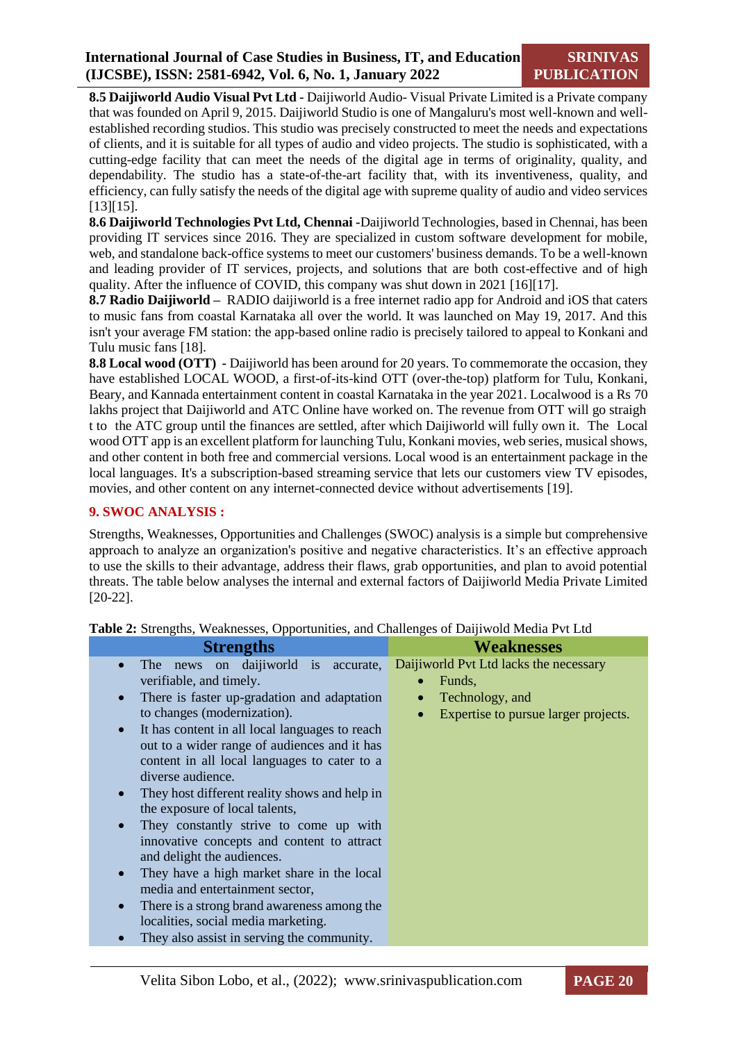**8.5 Daijiworld Audio Visual Pvt Ltd -** Daijiworld Audio- Visual Private Limited is a Private company that was founded on April 9, 2015. Daijiworld Studio is one of Mangaluru's most well-known and well-established recording studios. This studio was precisely constructed to meet the needs and expectations of clients, and it is suitable for all types of audio and video projects. The studio is sophisticated, with a cutting-edge facility that can meet the needs of the digital age in terms of originality, quality, and dependability. The studio has a state-of-the-art facility that, with its inventiveness, quality, and efficiency, can fully satisfy the needs of the digital age with supreme quality of audio and video services [13][15].

**8.6 Daijiworld Technologies Pvt Ltd, Chennai -**Daijiworld Technologies, based in Chennai, has been providing IT services since 2016. They are specialized in custom software development for mobile, web, and standalone back-office systems to meet our customers' business demands. To be a well-known and leading provider of IT services, projects, and solutions that are both cost-effective and of high quality. After the influence of COVID, this company was shut down in 2021 [16][17].

**8.7 Radio Daijiworld –** RADIO daijiworld is a free internet radio app for Android and iOS that caters to music fans from coastal Karnataka all over the world. It was launched on May 19, 2017. And this isn't your average FM station: the app-based online radio is precisely tailored to appeal to Konkani and Tulu music fans [18].

**8.8 Local wood (OTT) -** Daijiworld has been around for 20 years. To commemorate the occasion, they have established LOCAL WOOD, a first-of-its-kind OTT (over-the-top) platform for Tulu, Konkani, Beary, and Kannada entertainment content in coastal Karnataka in the year 2021. Localwood is a Rs 70 lakhs project that Daijiworld and ATC Online have worked on. The revenue from OTT will go straigh t to the ATC group until the finances are settled, after which Daijiworld will fully own it. The Local wood OTT app is an excellent platform for launching Tulu, Konkani movies, web series, musical shows, and other content in both free and commercial versions. Local wood is an entertainment package in the local languages. It's a subscription-based streaming service that lets our customers view TV episodes, movies, and other content on any internet-connected device without advertisements [19].

## 9. SWOC ANALYSIS :

Strengths, Weaknesses, Opportunities and Challenges (SWOC) analysis is a simple but comprehensive approach to analyze an organization's positive and negative characteristics. It's an effective approach to use the skills to their advantage, address their flaws, grab opportunities, and plan to avoid potential threats. The table below analyses the internal and external factors of Daijiworld Media Private Limited [20-22].

**Table 2:** Strengths, Weaknesses, Opportunities, and Challenges of Daijiwold Media Pvt Ltd

| Strengths | Weaknesses |
|---|---|
| • The news on daijiworld is accurate, verifiable, and timely.<br>• There is faster up-gradation and adaptation to changes (modernization).<br>• It has content in all local languages to reach out to a wider range of audiences and it has content in all local languages to cater to a diverse audience.<br>• They host different reality shows and help in the exposure of local talents,<br>• They constantly strive to come up with innovative concepts and content to attract and delight the audiences.<br>• They have a high market share in the local media and entertainment sector,<br>• There is a strong brand awareness among the localities, social media marketing.<br>• They also assist in serving the community. | Daijiworld Pvt Ltd lacks the necessary<br>• Funds,<br>• Technology, and<br>• Expertise to pursue larger projects. |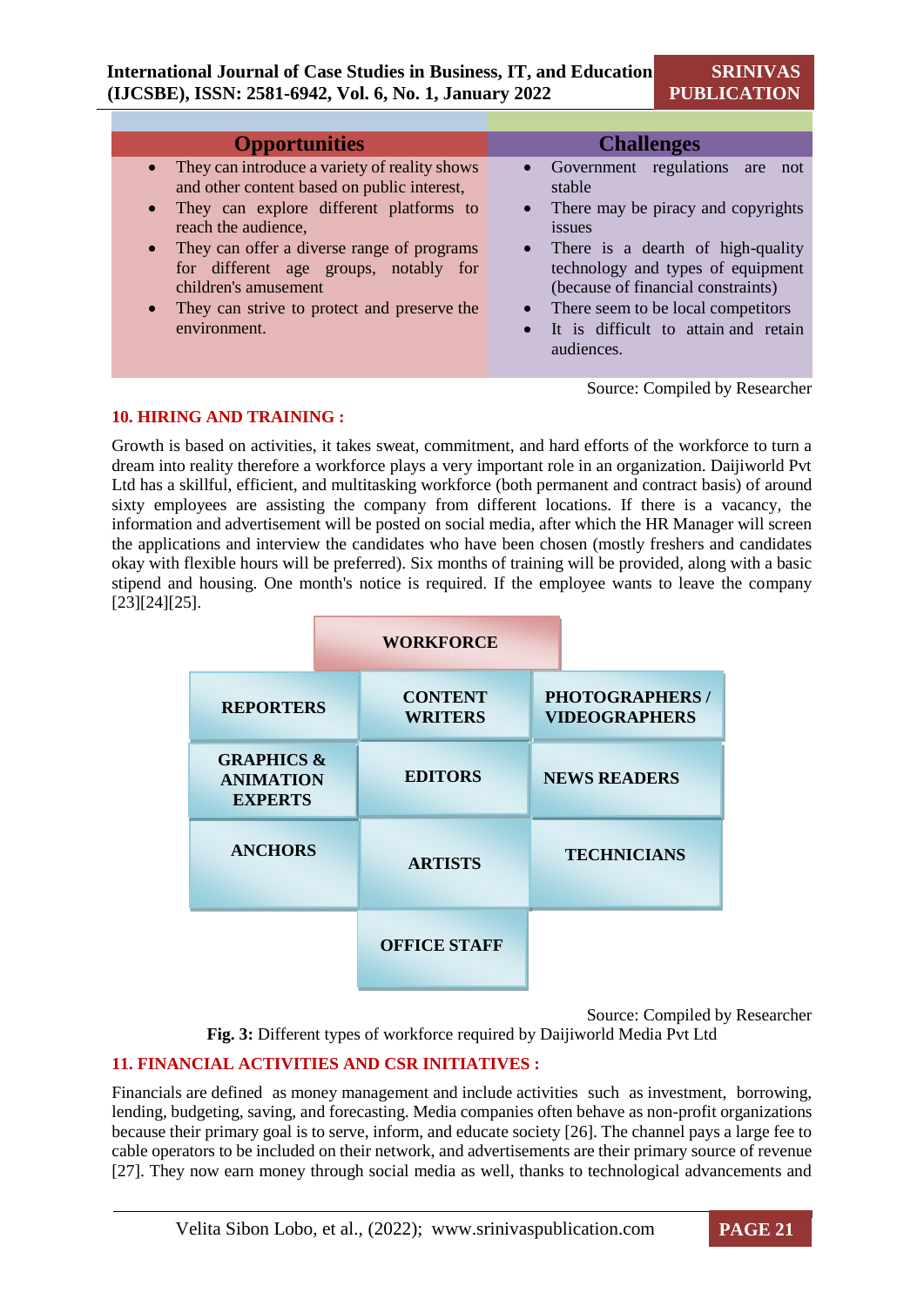| Opportunities | Challenges |
|---|---|
| • They can introduce a variety of reality shows and other content based on public interest,<br>• They can explore different platforms to reach the audience,<br>• They can offer a diverse range of programs for different age groups, notably for children's amusement<br>• They can strive to protect and preserve the environment. | • Government regulations are not stable<br>• There may be piracy and copyrights issues<br>• There is a dearth of high-quality technology and types of equipment (because of financial constraints)<br>• There seem to be local competitors<br>• It is difficult to attain and retain audiences. |

Source: Compiled by Researcher

## 10. HIRING AND TRAINING :

Growth is based on activities, it takes sweat, commitment, and hard efforts of the workforce to turn a dream into reality therefore a workforce plays a very important role in an organization. Daijiworld Pvt Ltd has a skillful, efficient, and multitasking workforce (both permanent and contract basis) of around sixty employees are assisting the company from different locations. If there is a vacancy, the information and advertisement will be posted on social media, after which the HR Manager will screen the applications and interview the candidates who have been chosen (mostly freshers and candidates okay with flexible hours will be preferred). Six months of training will be provided, along with a basic stipend and housing. One month's notice is required. If the employee wants to leave the company [23][24][25].

| WORKFORCE | | |
|---|---|---|
| REPORTERS | CONTENT WRITERS | PHOTOGRAPHERS / VIDEOGRAPHERS |
| GRAPHICS & ANIMATION EXPERTS | EDITORS | NEWS READERS |
| ANCHORS | ARTISTS | TECHNICIANS |
| | OFFICE STAFF | |

Source: Compiled by Researcher

**Fig. 3:** Different types of workforce required by Daijiworld Media Pvt Ltd

## 11. FINANCIAL ACTIVITIES AND CSR INITIATIVES :

Financials are defined as money management and include activities such as investment, borrowing, lending, budgeting, saving, and forecasting. Media companies often behave as non-profit organizations because their primary goal is to serve, inform, and educate society [26]. The channel pays a large fee to cable operators to be included on their network, and advertisements are their primary source of revenue [27]. They now earn money through social media as well, thanks to technological advancements and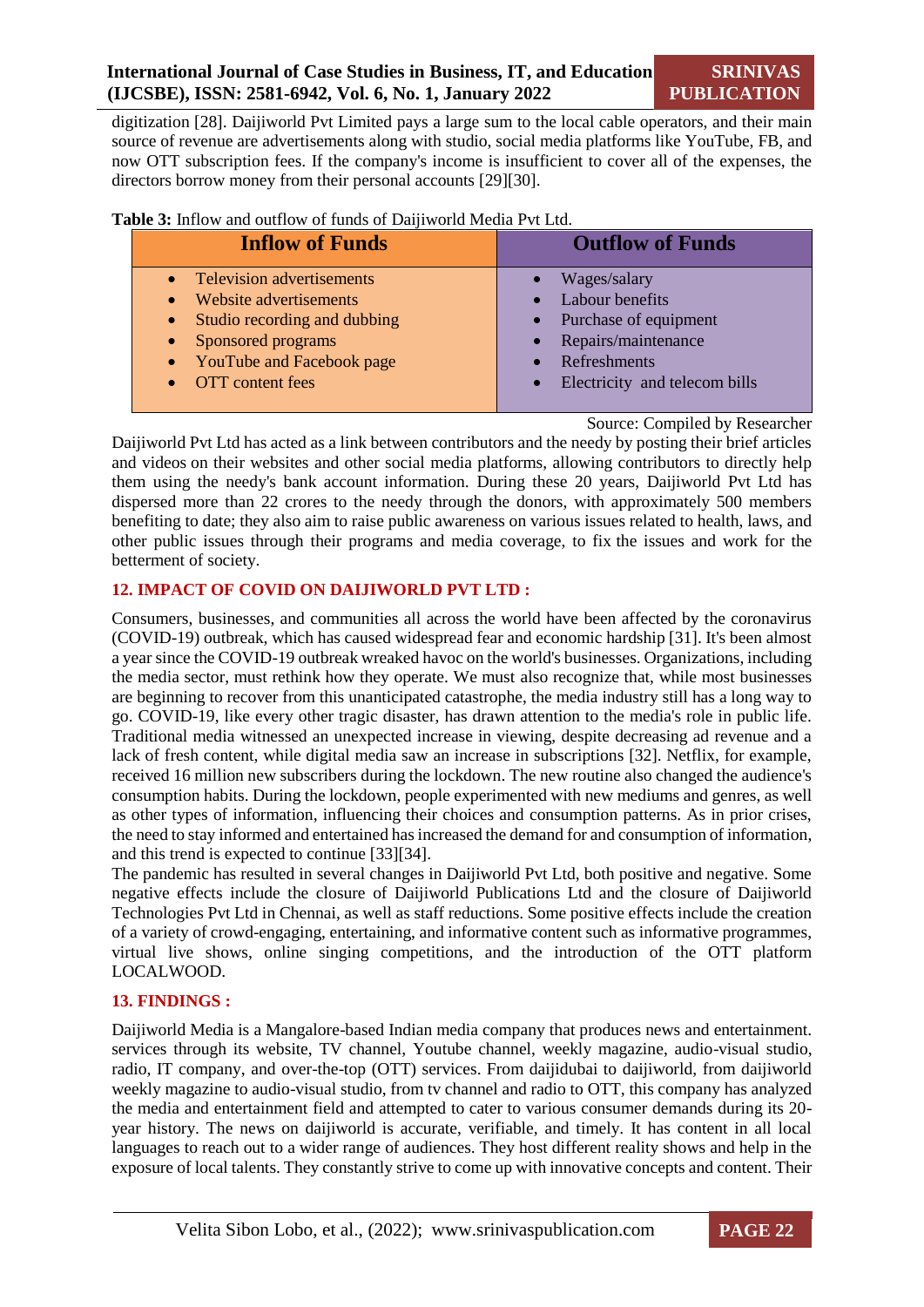digitization [28]. Daijiworld Pvt Limited pays a large sum to the local cable operators, and their main source of revenue are advertisements along with studio, social media platforms like YouTube, FB, and now OTT subscription fees. If the company's income is insufficient to cover all of the expenses, the directors borrow money from their personal accounts [29][30].

**Table 3:** Inflow and outflow of funds of Daijiworld Media Pvt Ltd.

| Inflow of Funds | Outflow of Funds |
|---|---|
| • Television advertisements<br>• Website advertisements<br>• Studio recording and dubbing<br>• Sponsored programs<br>• YouTube and Facebook page<br>• OTT content fees | • Wages/salary<br>• Labour benefits<br>• Purchase of equipment<br>• Repairs/maintenance<br>• Refreshments<br>• Electricity and telecom bills |

Source: Compiled by Researcher

Daijiworld Pvt Ltd has acted as a link between contributors and the needy by posting their brief articles and videos on their websites and other social media platforms, allowing contributors to directly help them using the needy's bank account information. During these 20 years, Daijiworld Pvt Ltd has dispersed more than 22 crores to the needy through the donors, with approximately 500 members benefiting to date; they also aim to raise public awareness on various issues related to health, laws, and other public issues through their programs and media coverage, to fix the issues and work for the betterment of society.

## 12. IMPACT OF COVID ON DAIJIWORLD PVT LTD :

Consumers, businesses, and communities all across the world have been affected by the coronavirus (COVID-19) outbreak, which has caused widespread fear and economic hardship [31]. It's been almost a year since the COVID-19 outbreak wreaked havoc on the world's businesses. Organizations, including the media sector, must rethink how they operate. We must also recognize that, while most businesses are beginning to recover from this unanticipated catastrophe, the media industry still has a long way to go. COVID-19, like every other tragic disaster, has drawn attention to the media's role in public life. Traditional media witnessed an unexpected increase in viewing, despite decreasing ad revenue and a lack of fresh content, while digital media saw an increase in subscriptions [32]. Netflix, for example, received 16 million new subscribers during the lockdown. The new routine also changed the audience's consumption habits. During the lockdown, people experimented with new mediums and genres, as well as other types of information, influencing their choices and consumption patterns. As in prior crises, the need to stay informed and entertained has increased the demand for and consumption of information, and this trend is expected to continue [33][34].

The pandemic has resulted in several changes in Daijiworld Pvt Ltd, both positive and negative. Some negative effects include the closure of Daijiworld Publications Ltd and the closure of Daijiworld Technologies Pvt Ltd in Chennai, as well as staff reductions. Some positive effects include the creation of a variety of crowd-engaging, entertaining, and informative content such as informative programmes, virtual live shows, online singing competitions, and the introduction of the OTT platform LOCALWOOD.

## 13. FINDINGS :

Daijiworld Media is a Mangalore-based Indian media company that produces news and entertainment. services through its website, TV channel, Youtube channel, weekly magazine, audio-visual studio, radio, IT company, and over-the-top (OTT) services. From daijidubai to daijiworld, from daijiworld weekly magazine to audio-visual studio, from tv channel and radio to OTT, this company has analyzed the media and entertainment field and attempted to cater to various consumer demands during its 20-year history. The news on daijiworld is accurate, verifiable, and timely. It has content in all local languages to reach out to a wider range of audiences. They host different reality shows and help in the exposure of local talents. They constantly strive to come up with innovative concepts and content. Their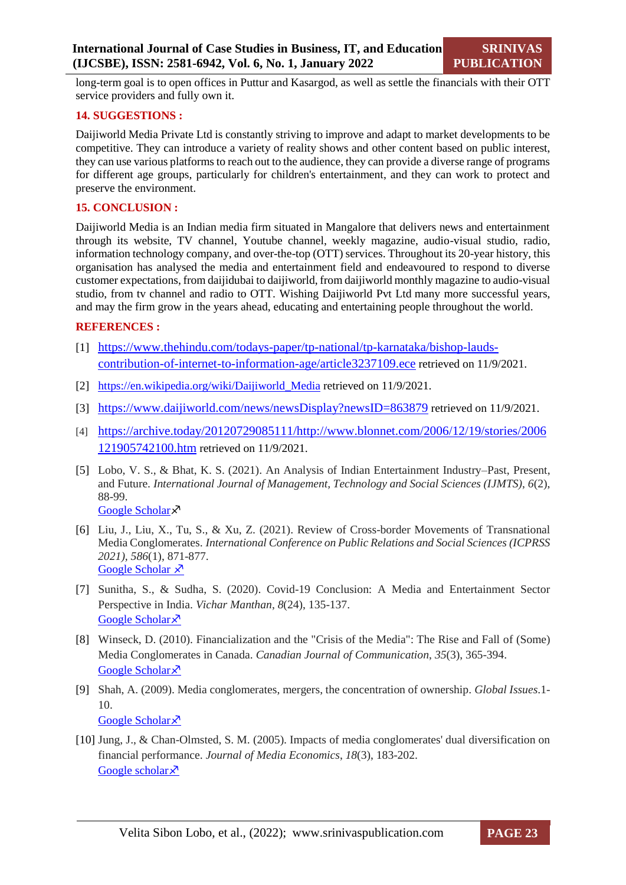long-term goal is to open offices in Puttur and Kasargod, as well as settle the financials with their OTT service providers and fully own it.

## 14. SUGGESTIONS :

Daijiworld Media Private Ltd is constantly striving to improve and adapt to market developments to be competitive. They can introduce a variety of reality shows and other content based on public interest, they can use various platforms to reach out to the audience, they can provide a diverse range of programs for different age groups, particularly for children's entertainment, and they can work to protect and preserve the environment.

## 15. CONCLUSION :

Daijiworld Media is an Indian media firm situated in Mangalore that delivers news and entertainment through its website, TV channel, Youtube channel, weekly magazine, audio-visual studio, radio, information technology company, and over-the-top (OTT) services. Throughout its 20-year history, this organisation has analysed the media and entertainment field and endeavoured to respond to diverse customer expectations, from daijidubai to daijiworld, from daijiworld monthly magazine to audio-visual studio, from tv channel and radio to OTT. Wishing Daijiworld Pvt Ltd many more successful years, and may the firm grow in the years ahead, educating and entertaining people throughout the world.

## REFERENCES :

[1] https://www.thehindu.com/todays-paper/tp-national/tp-karnataka/bishop-lauds-contribution-of-internet-to-information-age/article3237109.ece retrieved on 11/9/2021.

[2] https://en.wikipedia.org/wiki/Daijiworld_Media retrieved on 11/9/2021.

[3] https://www.daijiworld.com/news/newsDisplay?newsID=863879 retrieved on 11/9/2021.

[4] https://archive.today/20120729085111/http://www.blonnet.com/2006/12/19/stories/2006121905742100.htm retrieved on 11/9/2021.

[5] Lobo, V. S., & Bhat, K. S. (2021). An Analysis of Indian Entertainment Industry–Past, Present, and Future. *International Journal of Management, Technology and Social Sciences (IJMTS)*, *6*(2), 88-99.
Google Scholar

[6] Liu, J., Liu, X., Tu, S., & Xu, Z. (2021). Review of Cross-border Movements of Transnational Media Conglomerates. *International Conference on Public Relations and Social Sciences (ICPRSS 2021)*, *586*(1), 871-877.
Google Scholar

[7] Sunitha, S., & Sudha, S. (2020). Covid-19 Conclusion: A Media and Entertainment Sector Perspective in India. *Vichar Manthan*, *8*(24), 135-137.
Google Scholar

[8] Winseck, D. (2010). Financialization and the "Crisis of the Media": The Rise and Fall of (Some) Media Conglomerates in Canada. *Canadian Journal of Communication*, *35*(3), 365-394.
Google Scholar

[9] Shah, A. (2009). Media conglomerates, mergers, the concentration of ownership. *Global Issues*.1-10.
Google Scholar

[10] Jung, J., & Chan-Olmsted, S. M. (2005). Impacts of media conglomerates' dual diversification on financial performance. *Journal of Media Economics*, *18*(3), 183-202.
Google scholar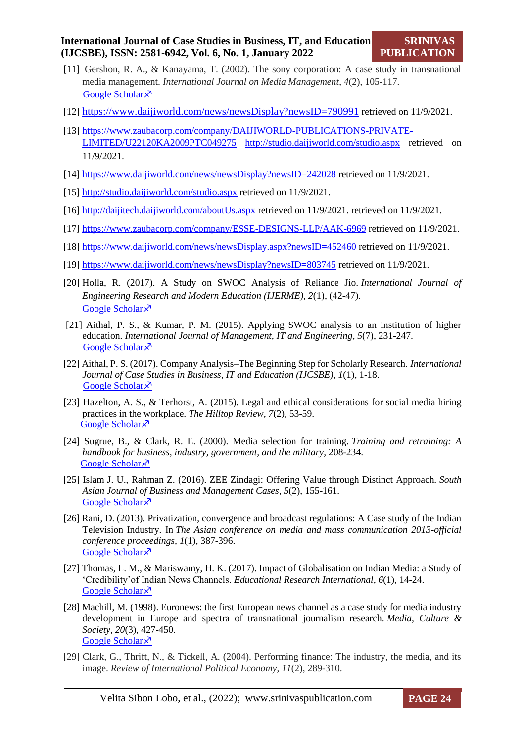[11] Gershon, R. A., & Kanayama, T. (2002). The sony corporation: A case study in transnational media management. *International Journal on Media Management*, *4*(2), 105-117. Google Scholar↗

[12] https://www.daijiworld.com/news/newsDisplay?newsID=790991 retrieved on 11/9/2021.

[13] https://www.zaubacorp.com/company/DAIJIWORLD-PUBLICATIONS-PRIVATE-LIMITED/U22120KA2009PTC049275 http://studio.daijiworld.com/studio.aspx retrieved on 11/9/2021.

[14] https://www.daijiworld.com/news/newsDisplay?newsID=242028 retrieved on 11/9/2021.

[15] http://studio.daijiworld.com/studio.aspx retrieved on 11/9/2021.

[16] http://daijitech.daijiworld.com/aboutUs.aspx retrieved on 11/9/2021. retrieved on 11/9/2021.

[17] https://www.zaubacorp.com/company/ESSE-DESIGNS-LLP/AAK-6969 retrieved on 11/9/2021.

[18] https://www.daijiworld.com/news/newsDisplay.aspx?newsID=452460 retrieved on 11/9/2021.

[19] https://www.daijiworld.com/news/newsDisplay?newsID=803745 retrieved on 11/9/2021.

[20] Holla, R. (2017). A Study on SWOC Analysis of Reliance Jio. *International Journal of Engineering Research and Modern Education (IJERME)*, *2*(1), (42-47). Google Scholar↗

[21] Aithal, P. S., & Kumar, P. M. (2015). Applying SWOC analysis to an institution of higher education. *International Journal of Management, IT and Engineering*, *5*(7), 231-247. Google Scholar↗

[22] Aithal, P. S. (2017). Company Analysis–The Beginning Step for Scholarly Research. *International Journal of Case Studies in Business, IT and Education (IJCSBE)*, *1*(1), 1-18. Google Scholar↗

[23] Hazelton, A. S., & Terhorst, A. (2015). Legal and ethical considerations for social media hiring practices in the workplace. *The Hilltop Review*, *7*(2), 53-59. Google Scholar↗

[24] Sugrue, B., & Clark, R. E. (2000). Media selection for training. *Training and retraining: A handbook for business, industry, government, and the military*, 208-234. Google Scholar↗

[25] Islam J. U., Rahman Z. (2016). ZEE Zindagi: Offering Value through Distinct Approach. *South Asian Journal of Business and Management Cases*, *5*(2), 155-161. Google Scholar↗

[26] Rani, D. (2013). Privatization, convergence and broadcast regulations: A Case study of the Indian Television Industry. In *The Asian conference on media and mass communication 2013-official conference proceedings*, *1*(1), 387-396. Google Scholar↗

[27] Thomas, L. M., & Mariswamy, H. K. (2017). Impact of Globalisation on Indian Media: a Study of 'Credibility'of Indian News Channels. *Educational Research International*, *6*(1), 14-24. Google Scholar↗

[28] Machill, M. (1998). Euronews: the first European news channel as a case study for media industry development in Europe and spectra of transnational journalism research. *Media, Culture & Society*, *20*(3), 427-450. Google Scholar↗

[29] Clark, G., Thrift, N., & Tickell, A. (2004). Performing finance: The industry, the media, and its image. *Review of International Political Economy*, *11*(2), 289-310.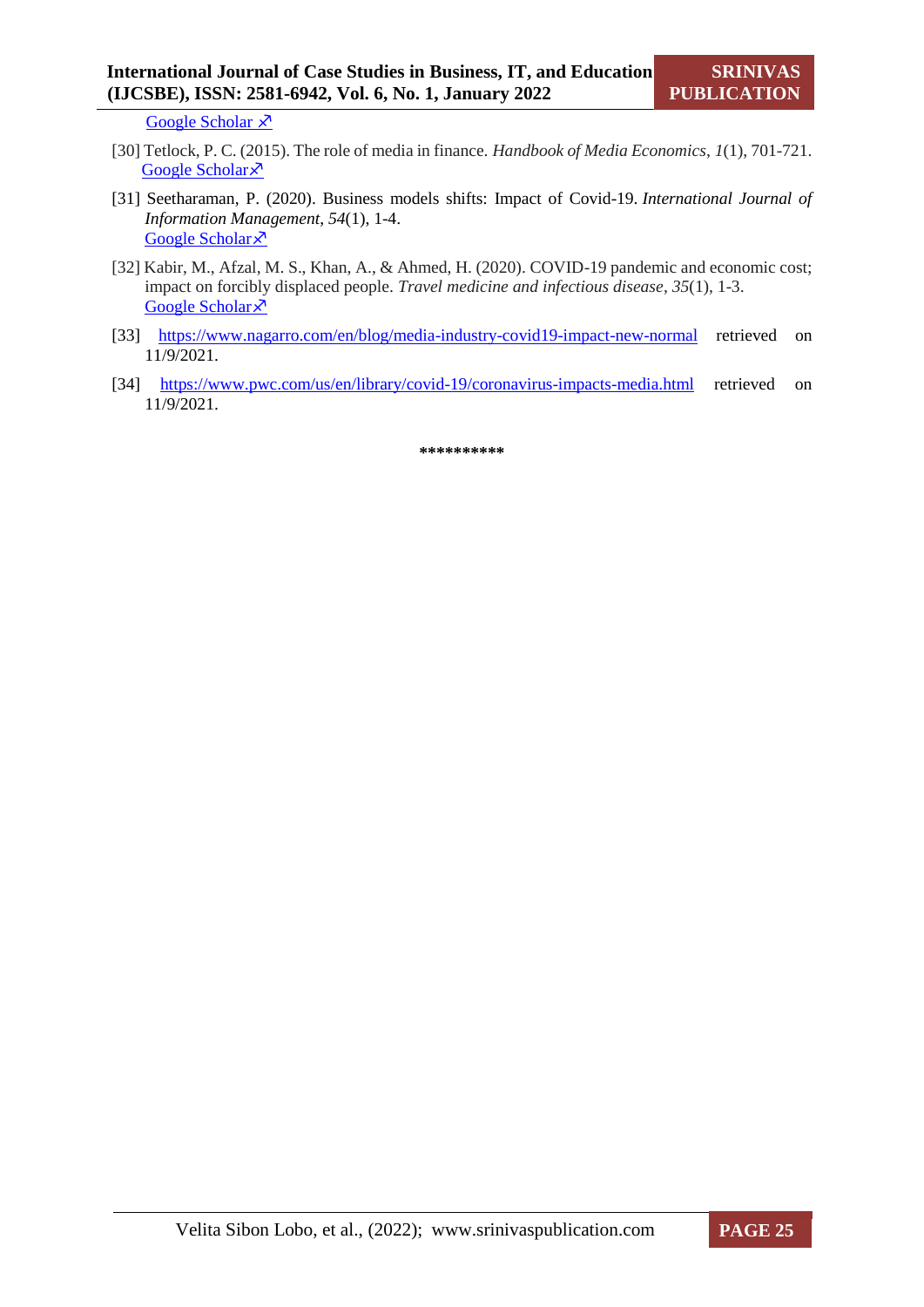[Google Scholar ↗]

[30] Tetlock, P. C. (2015). The role of media in finance. *Handbook of Media Economics*, *1*(1), 701-721. [Google Scholar↗]

[31] Seetharaman, P. (2020). Business models shifts: Impact of Covid-19. *International Journal of Information Management*, *54*(1), 1-4. [Google Scholar↗]

[32] Kabir, M., Afzal, M. S., Khan, A., & Ahmed, H. (2020). COVID-19 pandemic and economic cost; impact on forcibly displaced people. *Travel medicine and infectious disease*, *35*(1), 1-3. [Google Scholar↗]

[33] https://www.nagarro.com/en/blog/media-industry-covid19-impact-new-normal retrieved on 11/9/2021.

[34] https://www.pwc.com/us/en/library/covid-19/coronavirus-impacts-media.html retrieved on 11/9/2021.

**********